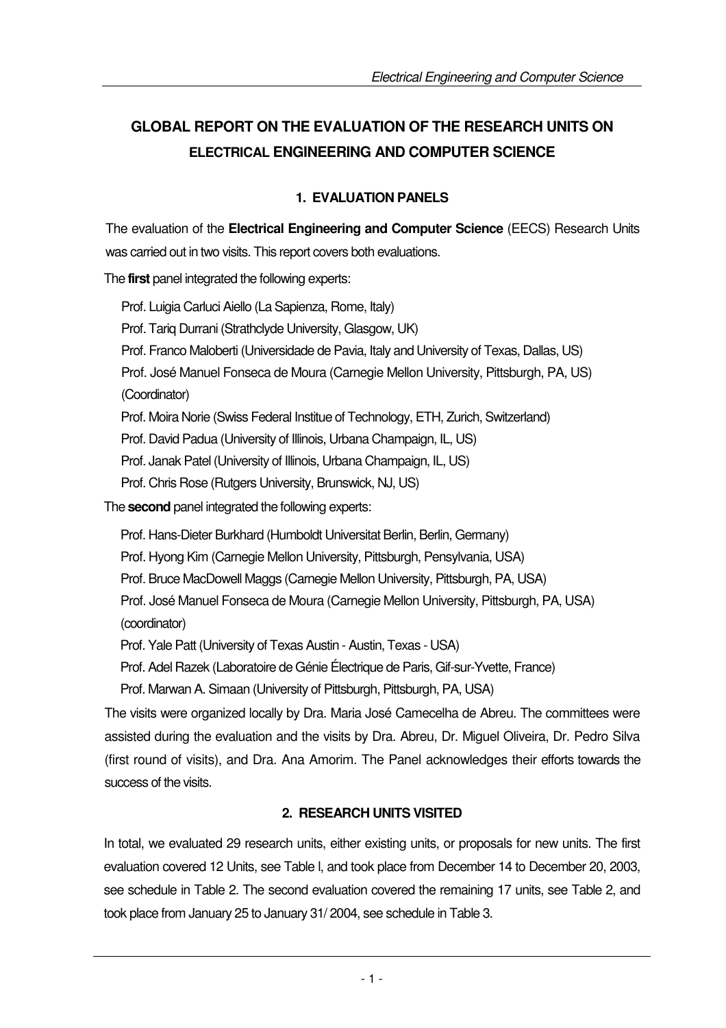# GLOBAL REPORT ON THE EVALUATION OF THE RESEARCH UNITS ON ELECTRICAL ENGINEERING AND COMPUTER SCIENCE

## 1. EVALUATION PANELS

The evaluation of the **Electrical Engineering and Computer Science** (EECS) Research Units was carried out in two visits. This report covers both evaluations.

The **first** panel integrated the following experts:

Prof. Luigia Carluci Aiello (La Sapienza, Rome, Italy)
Prof. Tariq Durrani (Strathclyde University, Glasgow, UK)
Prof. Franco Maloberti (Universidade de Pavia, Italy and University of Texas, Dallas, US)
Prof. José Manuel Fonseca de Moura (Carnegie Mellon University, Pittsburgh, PA, US) (Coordinator)
Prof. Moira Norie (Swiss Federal Institue of Technology, ETH, Zurich, Switzerland)
Prof. David Padua (University of Illinois, Urbana Champaign, IL, US)
Prof. Janak Patel (University of Illinois, Urbana Champaign, IL, US)
Prof. Chris Rose (Rutgers University, Brunswick, NJ, US)

The **second** panel integrated the following experts:

Prof. Hans-Dieter Burkhard (Humboldt Universitat Berlin, Berlin, Germany)
Prof. Hyong Kim (Carnegie Mellon University, Pittsburgh, Pensylvania, USA)
Prof. Bruce MacDowell Maggs (Carnegie Mellon University, Pittsburgh, PA, USA)
Prof. José Manuel Fonseca de Moura (Carnegie Mellon University, Pittsburgh, PA, USA) (coordinator)
Prof. Yale Patt (University of Texas Austin - Austin, Texas - USA)
Prof. Adel Razek (Laboratoire de Génie Électrique de Paris, Gif-sur-Yvette, France)
Prof. Marwan A. Simaan (University of Pittsburgh, Pittsburgh, PA, USA)

The visits were organized locally by Dra. Maria José Camecelha de Abreu. The committees were assisted during the evaluation and the visits by Dra. Abreu, Dr. Miguel Oliveira, Dr. Pedro Silva (first round of visits), and Dra. Ana Amorim. The Panel acknowledges their efforts towards the success of the visits.

## 2. RESEARCH UNITS VISITED

In total, we evaluated 29 research units, either existing units, or proposals for new units. The first evaluation covered 12 Units, see Table l, and took place from December 14 to December 20, 2003, see schedule in Table 2. The second evaluation covered the remaining 17 units, see Table 2, and took place from January 25 to January 31/ 2004, see schedule in Table 3.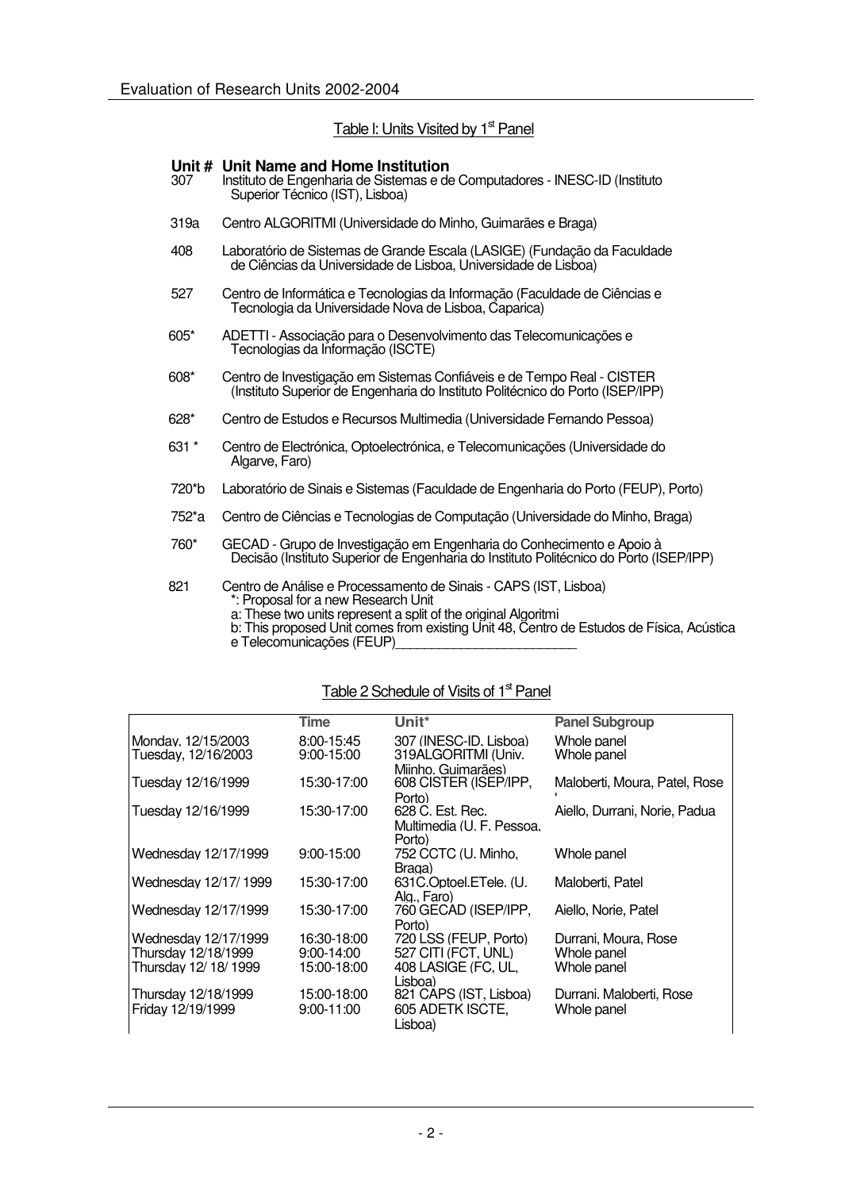Table I: Units Visited by 1st Panel

| Unit # | Unit Name and Home Institution |
|---|---|
| 307 | Instituto de Engenharia de Sistemas e de Computadores - INESC-ID (Instituto Superior Técnico (IST), Lisboa) |
| 319a | Centro ALGORITMI (Universidade do Minho, Guimarães e Braga) |
| 408 | Laboratório de Sistemas de Grande Escala (LASIGE) (Fundação da Faculdade de Ciências da Universidade de Lisboa, Universidade de Lisboa) |
| 527 | Centro de Informática e Tecnologias da Informação (Faculdade de Ciências e Tecnologia da Universidade Nova de Lisboa, Caparica) |
| 605* | ADETTI - Associação para o Desenvolvimento das Telecomunicações e Tecnologias da Informação (ISCTE) |
| 608* | Centro de Investigação em Sistemas Confiáveis e de Tempo Real - CISTER (Instituto Superior de Engenharia do Instituto Politécnico do Porto (ISEP/IPP) |
| 628* | Centro de Estudos e Recursos Multimedia (Universidade Fernando Pessoa) |
| 631 * | Centro de Electrónica, Optoelectrónica, e Telecomunicações (Universidade do Algarve, Faro) |
| 720*b | Laboratório de Sinais e Sistemas (Faculdade de Engenharia do Porto (FEUP), Porto) |
| 752*a | Centro de Ciências e Tecnologias de Computação (Universidade do Minho, Braga) |
| 760* | GECAD - Grupo de Investigação em Engenharia do Conhecimento e Apoio à Decisão (Instituto Superior de Engenharia do Instituto Politécnico do Porto (ISEP/IPP) |
| 821 | Centro de Análise e Processamento de Sinais - CAPS (IST, Lisboa) |

*: Proposal for a new Research Unit
a: These two units represent a split of the original Algoritmi
b: This proposed Unit comes from existing Unit 48, Centro de Estudos de Física, Acústica e Telecomunicações (FEUP)

Table 2 Schedule of Visits of 1st Panel

| | Time | Unit* | Panel Subgroup |
|---|---|---|---|
| Monday, 12/15/2003 | 8:00-15:45 | 307 (INESC-ID, Lisboa) | Whole panel |
| Tuesday, 12/16/2003 | 9:00-15:00 | 319ALGORITMI (Univ. Miinho, Guimarães) | Whole panel |
| Tuesday 12/16/1999 | 15:30-17:00 | 608 CISTER (ISEP/IPP, Porto) | Maloberti, Moura, Patel, Rose ' |
| Tuesday 12/16/1999 | 15:30-17:00 | 628 C. Est. Rec. Multimedia (U. F. Pessoa, Porto) | Aiello, Durrani, Norie, Padua |
| Wednesday 12/17/1999 | 9:00-15:00 | 752 CCTC (U. Minho, Braga) | Whole panel |
| Wednesday 12/17/ 1999 | 15:30-17:00 | 631C.Optoel.ETele. (U. Alg., Faro) | Maloberti, Patel |
| Wednesday 12/17/1999 | 15:30-17:00 | 760 GECAD (ISEP/IPP, Porto) | Aiello, Norie, Patel |
| Wednesday 12/17/1999 | 16:30-18:00 | 720 LSS (FEUP, Porto) | Durrani, Moura, Rose |
| Thursday 12/18/1999 | 9:00-14:00 | 527 CITI (FCT, UNL) | Whole panel |
| Thursday 12/ 18/ 1999 | 15:00-18:00 | 408 LASIGE (FC, UL, Lisboa) | Whole panel |
| Thursday 12/18/1999 | 15:00-18:00 | 821 CAPS (IST, Lisboa) | Durrani. Maloberti, Rose |
| Friday 12/19/1999 | 9:00-11:00 | 605 ADETK ISCTE, Lisboa) | Whole panel |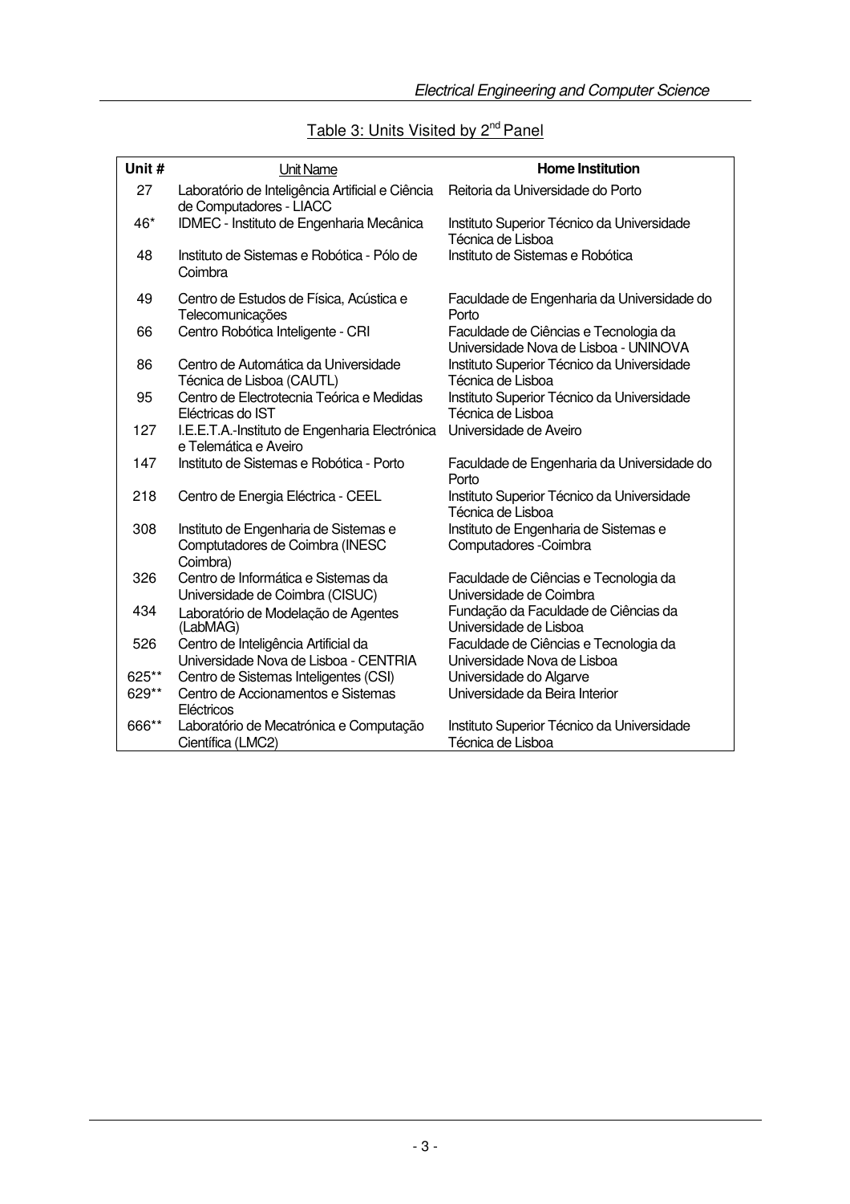Table 3: Units Visited by 2nd Panel

| Unit # | Unit Name | Home Institution |
|---|---|---|
| 27 | Laboratório de Inteligência Artificial e Ciência de Computadores - LIACC | Reitoria da Universidade do Porto |
| 46* | IDMEC - Instituto de Engenharia Mecânica | Instituto Superior Técnico da Universidade Técnica de Lisboa |
| 48 | Instituto de Sistemas e Robótica - Pólo de Coimbra | Instituto de Sistemas e Robótica |
| 49 | Centro de Estudos de Física, Acústica e Telecomunicações | Faculdade de Engenharia da Universidade do Porto |
| 66 | Centro Robótica Inteligente - CRI | Faculdade de Ciências e Tecnologia da Universidade Nova de Lisboa - UNINOVA |
| 86 | Centro de Automática da Universidade Técnica de Lisboa (CAUTL) | Instituto Superior Técnico da Universidade Técnica de Lisboa |
| 95 | Centro de Electrotecnia Teórica e Medidas Eléctricas do IST | Instituto Superior Técnico da Universidade Técnica de Lisboa |
| 127 | I.E.E.T.A.-Instituto de Engenharia Electrónica e Telemática e Aveiro | Universidade de Aveiro |
| 147 | Instituto de Sistemas e Robótica - Porto | Faculdade de Engenharia da Universidade do Porto |
| 218 | Centro de Energia Eléctrica - CEEL | Instituto Superior Técnico da Universidade Técnica de Lisboa |
| 308 | Instituto de Engenharia de Sistemas e Comptutadores de Coimbra (INESC Coimbra) | Instituto de Engenharia de Sistemas e Computadores -Coimbra |
| 326 | Centro de Informática e Sistemas da Universidade de Coimbra (CISUC) | Faculdade de Ciências e Tecnologia da Universidade de Coimbra |
| 434 | Laboratório de Modelação de Agentes (LabMAG) | Fundação da Faculdade de Ciências da Universidade de Lisboa |
| 526 | Centro de Inteligência Artificial da Universidade Nova de Lisboa - CENTRIA | Faculdade de Ciências e Tecnologia da Universidade Nova de Lisboa |
| 625** | Centro de Sistemas Inteligentes (CSI) | Universidade do Algarve |
| 629** | Centro de Accionamentos e Sistemas Eléctricos | Universidade da Beira Interior |
| 666** | Laboratório de Mecatrónica e Computação Científica (LMC2) | Instituto Superior Técnico da Universidade Técnica de Lisboa |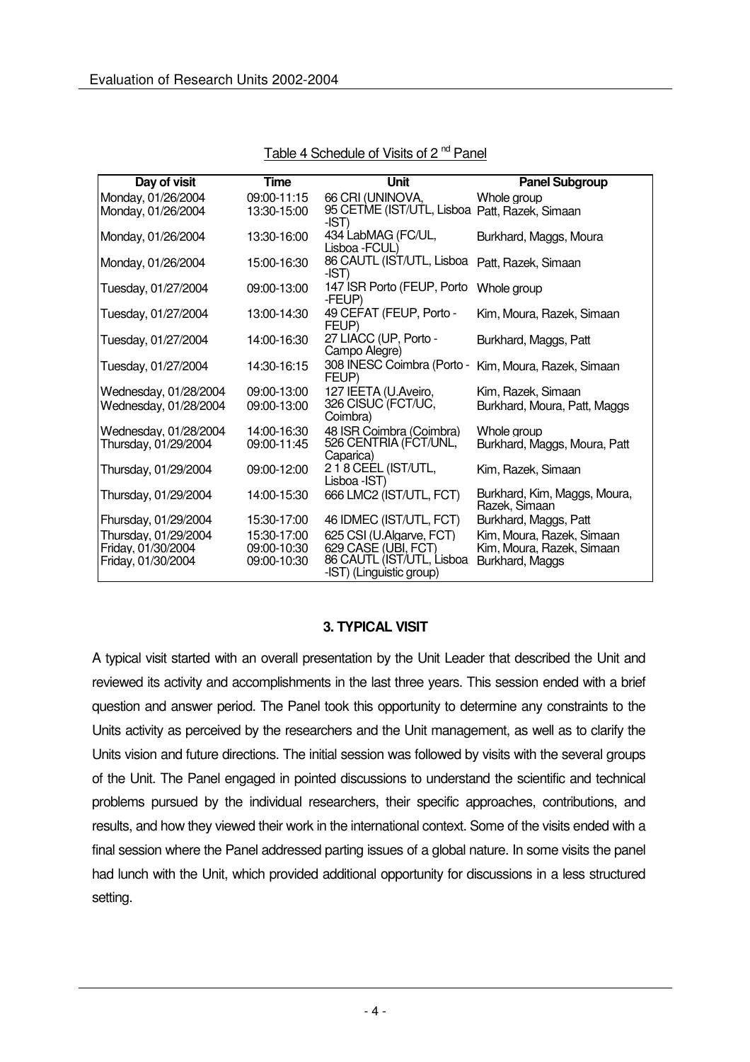Table 4 Schedule of Visits of 2 [nd] Panel

| Day of visit | Time | Unit | Panel Subgroup |
|---|---|---|---|
| Monday, 01/26/2004 | 09:00-11:15 | 66 CRI (UNINOVA, | Whole group |
| Monday, 01/26/2004 | 13:30-15:00 | 95 CETME (IST/UTL, Lisboa -IST) | Patt, Razek, Simaan |
| Monday, 01/26/2004 | 13:30-16:00 | 434 LabMAG (FC/UL, Lisboa -FCUL) | Burkhard, Maggs, Moura |
| Monday, 01/26/2004 | 15:00-16:30 | 86 CAUTL (IST/UTL, Lisboa -IST) | Patt, Razek, Simaan |
| Tuesday, 01/27/2004 | 09:00-13:00 | 147 ISR Porto (FEUP, Porto -FEUP) | Whole group |
| Tuesday, 01/27/2004 | 13:00-14:30 | 49 CEFAT (FEUP, Porto - FEUP) | Kim, Moura, Razek, Simaan |
| Tuesday, 01/27/2004 | 14:00-16:30 | 27 LIACC (UP, Porto - Campo Alegre) | Burkhard, Maggs, Patt |
| Tuesday, 01/27/2004 | 14:30-16:15 | 308 INESC Coimbra (Porto - FEUP) | Kim, Moura, Razek, Simaan |
| Wednesday, 01/28/2004 | 09:00-13:00 | 127 IEETA (U.Aveiro, | Kim, Razek, Simaan |
| Wednesday, 01/28/2004 | 09:00-13:00 | 326 CISUC (FCT/UC, Coimbra) | Burkhard, Moura, Patt, Maggs |
| Wednesday, 01/28/2004 | 14:00-16:30 | 48 ISR Coimbra (Coimbra) | Whole group |
| Thursday, 01/29/2004 | 09:00-11:45 | 526 CENTRIA (FCT/UNL, Caparica) | Burkhard, Maggs, Moura, Patt |
| Thursday, 01/29/2004 | 09:00-12:00 | 2 1 8 CEEL (IST/UTL, Lisboa -IST) | Kim, Razek, Simaan |
| Thursday, 01/29/2004 | 14:00-15:30 | 666 LMC2 (IST/UTL, FCT) | Burkhard, Kim, Maggs, Moura, Razek, Simaan |
| Fhursday, 01/29/2004 | 15:30-17:00 | 46 IDMEC (IST/UTL, FCT) | Burkhard, Maggs, Patt |
| Thursday, 01/29/2004 | 15:30-17:00 | 625 CSI (U.Algarve, FCT) | Kim, Moura, Razek, Simaan |
| Friday, 01/30/2004 | 09:00-10:30 | 629 CASE (UBI, FCT) | Kim, Moura, Razek, Simaan |
| Friday, 01/30/2004 | 09:00-10:30 | 86 CAUTL (IST/UTL, Lisboa -IST) (Linguistic group) | Burkhard, Maggs |

## 3. TYPICAL VISIT

A typical visit started with an overall presentation by the Unit Leader that described the Unit and reviewed its activity and accomplishments in the last three years. This session ended with a brief question and answer period. The Panel took this opportunity to determine any constraints to the Units activity as perceived by the researchers and the Unit management, as well as to clarify the Units vision and future directions. The initial session was followed by visits with the several groups of the Unit. The Panel engaged in pointed discussions to understand the scientific and technical problems pursued by the individual researchers, their specific approaches, contributions, and results, and how they viewed their work in the international context. Some of the visits ended with a final session where the Panel addressed parting issues of a global nature. In some visits the panel had lunch with the Unit, which provided additional opportunity for discussions in a less structured setting.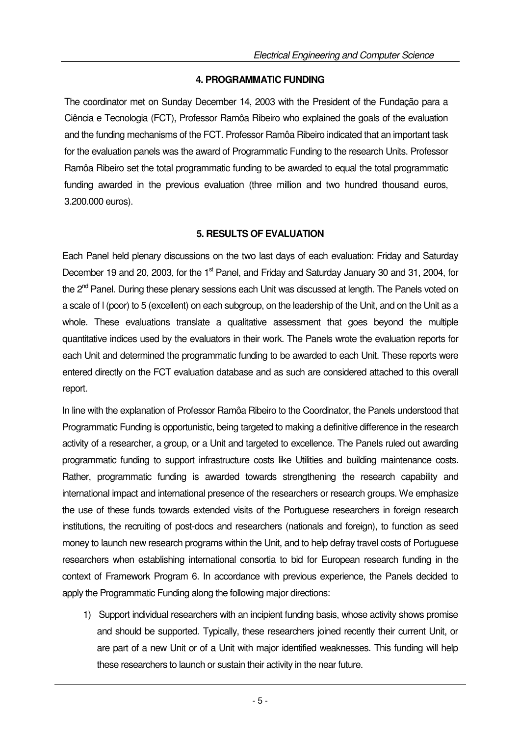## 4. PROGRAMMATIC FUNDING

The coordinator met on Sunday December 14, 2003 with the President of the Fundação para a Ciência e Tecnologia (FCT), Professor Ramôa Ribeiro who explained the goals of the evaluation and the funding mechanisms of the FCT. Professor Ramôa Ribeiro indicated that an important task for the evaluation panels was the award of Programmatic Funding to the research Units. Professor Ramôa Ribeiro set the total programmatic funding to be awarded to equal the total programmatic funding awarded in the previous evaluation (three million and two hundred thousand euros, 3.200.000 euros).

## 5. RESULTS OF EVALUATION

Each Panel held plenary discussions on the two last days of each evaluation: Friday and Saturday December 19 and 20, 2003, for the 1st Panel, and Friday and Saturday January 30 and 31, 2004, for the 2nd Panel. During these plenary sessions each Unit was discussed at length. The Panels voted on a scale of l (poor) to 5 (excellent) on each subgroup, on the leadership of the Unit, and on the Unit as a whole. These evaluations translate a qualitative assessment that goes beyond the multiple quantitative indices used by the evaluators in their work. The Panels wrote the evaluation reports for each Unit and determined the programmatic funding to be awarded to each Unit. These reports were entered directly on the FCT evaluation database and as such are considered attached to this overall report.

In line with the explanation of Professor Ramôa Ribeiro to the Coordinator, the Panels understood that Programmatic Funding is opportunistic, being targeted to making a definitive difference in the research activity of a researcher, a group, or a Unit and targeted to excellence. The Panels ruled out awarding programmatic funding to support infrastructure costs like Utilities and building maintenance costs. Rather, programmatic funding is awarded towards strengthening the research capability and international impact and international presence of the researchers or research groups. We emphasize the use of these funds towards extended visits of the Portuguese researchers in foreign research institutions, the recruiting of post-docs and researchers (nationals and foreign), to function as seed money to launch new research programs within the Unit, and to help defray travel costs of Portuguese researchers when establishing international consortia to bid for European research funding in the context of Framework Program 6. In accordance with previous experience, the Panels decided to apply the Programmatic Funding along the following major directions:

1) Support individual researchers with an incipient funding basis, whose activity shows promise and should be supported. Typically, these researchers joined recently their current Unit, or are part of a new Unit or of a Unit with major identified weaknesses. This funding will help these researchers to launch or sustain their activity in the near future.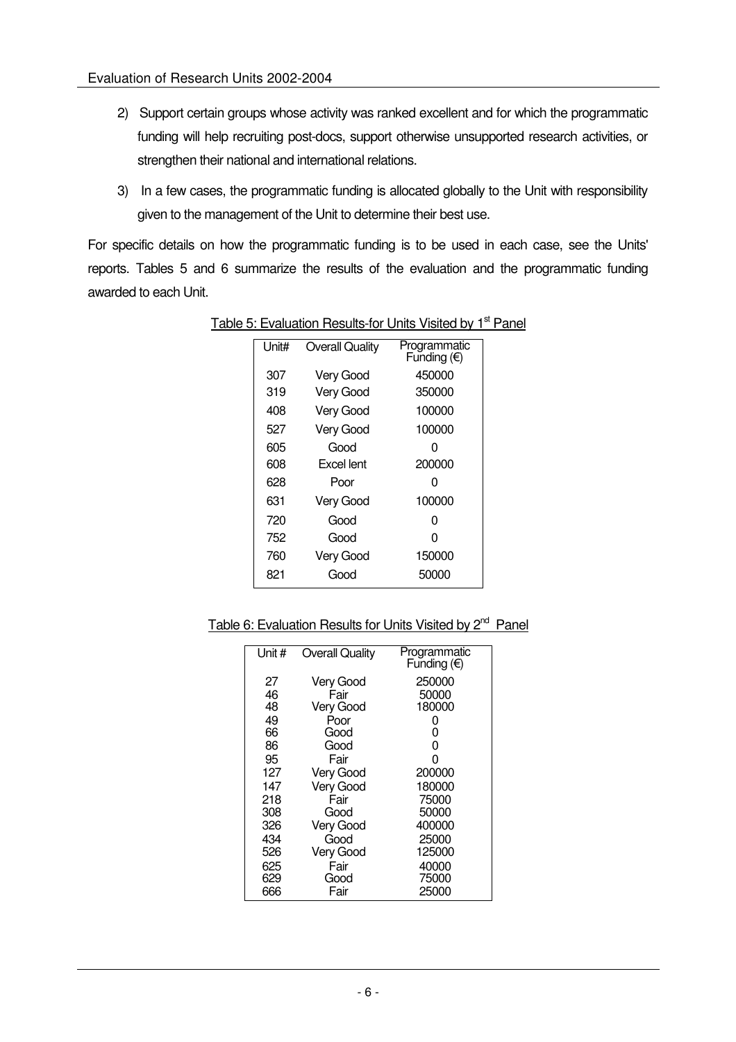2) Support certain groups whose activity was ranked excellent and for which the programmatic funding will help recruiting post-docs, support otherwise unsupported research activities, or strengthen their national and international relations.

3) In a few cases, the programmatic funding is allocated globally to the Unit with responsibility given to the management of the Unit to determine their best use.

For specific details on how the programmatic funding is to be used in each case, see the Units' reports. Tables 5 and 6 summarize the results of the evaluation and the programmatic funding awarded to each Unit.

Table 5: Evaluation Results-for Units Visited by 1st Panel

| Unit# | Overall Quality | Programmatic Funding (€) |
|---|---|---|
| 307 | Very Good | 450000 |
| 319 | Very Good | 350000 |
| 408 | Very Good | 100000 |
| 527 | Very Good | 100000 |
| 605 | Good | 0 |
| 608 | Excel lent | 200000 |
| 628 | Poor | 0 |
| 631 | Very Good | 100000 |
| 720 | Good | 0 |
| 752 | Good | 0 |
| 760 | Very Good | 150000 |
| 821 | Good | 50000 |

Table 6: Evaluation Results for Units Visited by 2nd Panel

| Unit # | Overall Quality | Programmatic Funding (€) |
|---|---|---|
| 27 | Very Good | 250000 |
| 46 | Fair | 50000 |
| 48 | Very Good | 180000 |
| 49 | Poor | 0 |
| 66 | Good | 0 |
| 86 | Good | 0 |
| 95 | Fair | 0 |
| 127 | Very Good | 200000 |
| 147 | Very Good | 180000 |
| 218 | Fair | 75000 |
| 308 | Good | 50000 |
| 326 | Very Good | 400000 |
| 434 | Good | 25000 |
| 526 | Very Good | 125000 |
| 625 | Fair | 40000 |
| 629 | Good | 75000 |
| 666 | Fair | 25000 |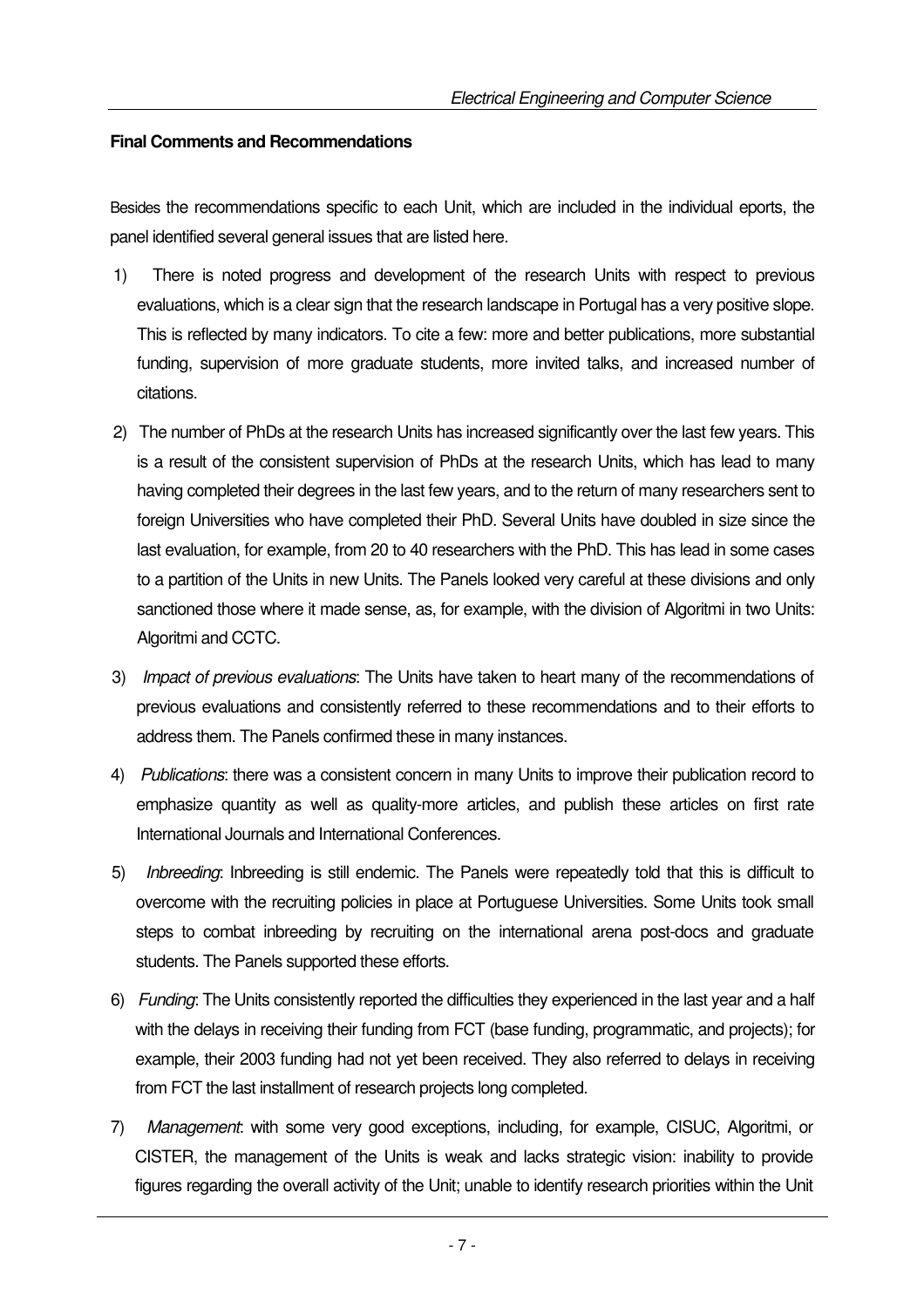**Final Comments and Recommendations**

Besides the recommendations specific to each Unit, which are included in the individual eports, the panel identified several general issues that are listed here.

1) There is noted progress and development of the research Units with respect to previous evaluations, which is a clear sign that the research landscape in Portugal has a very positive slope. This is reflected by many indicators. To cite a few: more and better publications, more substantial funding, supervision of more graduate students, more invited talks, and increased number of citations.

2) The number of PhDs at the research Units has increased significantly over the last few years. This is a result of the consistent supervision of PhDs at the research Units, which has lead to many having completed their degrees in the last few years, and to the return of many researchers sent to foreign Universities who have completed their PhD. Several Units have doubled in size since the last evaluation, for example, from 20 to 40 researchers with the PhD. This has lead in some cases to a partition of the Units in new Units. The Panels looked very careful at these divisions and only sanctioned those where it made sense, as, for example, with the division of Algoritmi in two Units: Algoritmi and CCTC.

3) *Impact of previous evaluations*: The Units have taken to heart many of the recommendations of previous evaluations and consistently referred to these recommendations and to their efforts to address them. The Panels confirmed these in many instances.

4) *Publications*: there was a consistent concern in many Units to improve their publication record to emphasize quantity as well as quality-more articles, and publish these articles on first rate International Journals and International Conferences.

5) *Inbreeding*: Inbreeding is still endemic. The Panels were repeatedly told that this is difficult to overcome with the recruiting policies in place at Portuguese Universities. Some Units took small steps to combat inbreeding by recruiting on the international arena post-docs and graduate students. The Panels supported these efforts.

6) *Funding*: The Units consistently reported the difficulties they experienced in the last year and a half with the delays in receiving their funding from FCT (base funding, programmatic, and projects); for example, their 2003 funding had not yet been received. They also referred to delays in receiving from FCT the last installment of research projects long completed.

7) *Management*: with some very good exceptions, including, for example, CISUC, Algoritmi, or CISTER, the management of the Units is weak and lacks strategic vision: inability to provide figures regarding the overall activity of the Unit; unable to identify research priorities within the Unit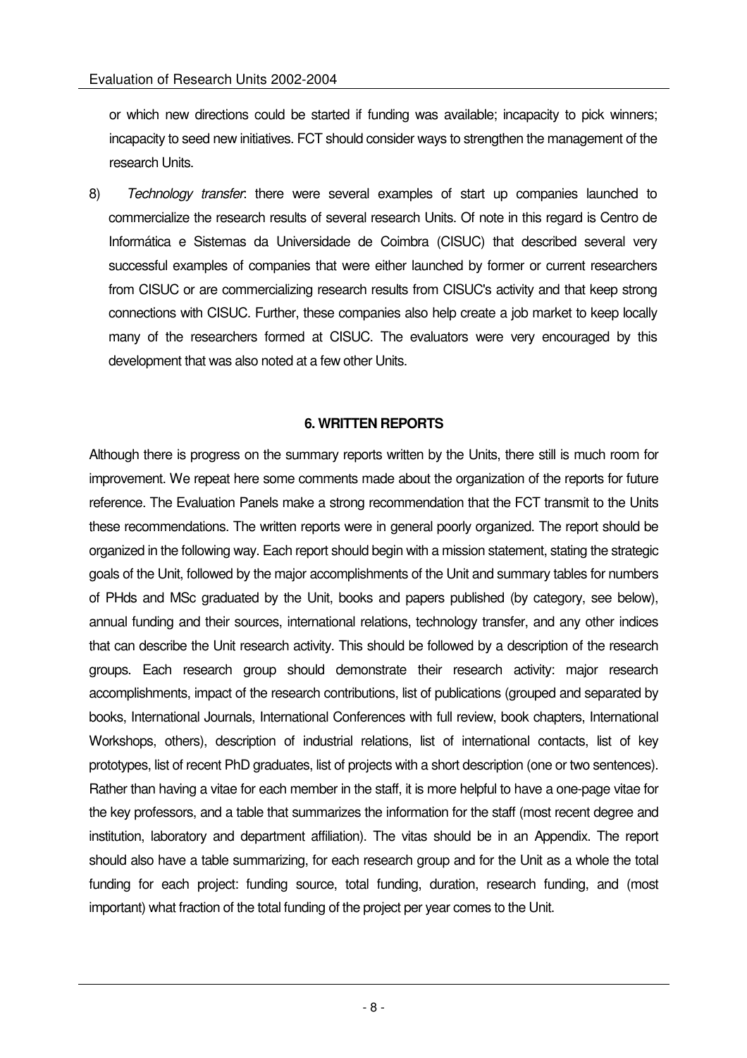or which new directions could be started if funding was available; incapacity to pick winners; incapacity to seed new initiatives. FCT should consider ways to strengthen the management of the research Units.

8) *Technology transfer*: there were several examples of start up companies launched to commercialize the research results of several research Units. Of note in this regard is Centro de Informática e Sistemas da Universidade de Coimbra (CISUC) that described several very successful examples of companies that were either launched by former or current researchers from CISUC or are commercializing research results from CISUC's activity and that keep strong connections with CISUC. Further, these companies also help create a job market to keep locally many of the researchers formed at CISUC. The evaluators were very encouraged by this development that was also noted at a few other Units.

## 6. WRITTEN REPORTS

Although there is progress on the summary reports written by the Units, there still is much room for improvement. We repeat here some comments made about the organization of the reports for future reference. The Evaluation Panels make a strong recommendation that the FCT transmit to the Units these recommendations. The written reports were in general poorly organized. The report should be organized in the following way. Each report should begin with a mission statement, stating the strategic goals of the Unit, followed by the major accomplishments of the Unit and summary tables for numbers of PHds and MSc graduated by the Unit, books and papers published (by category, see below), annual funding and their sources, international relations, technology transfer, and any other indices that can describe the Unit research activity. This should be followed by a description of the research groups. Each research group should demonstrate their research activity: major research accomplishments, impact of the research contributions, list of publications (grouped and separated by books, International Journals, International Conferences with full review, book chapters, International Workshops, others), description of industrial relations, list of international contacts, list of key prototypes, list of recent PhD graduates, list of projects with a short description (one or two sentences). Rather than having a vitae for each member in the staff, it is more helpful to have a one-page vitae for the key professors, and a table that summarizes the information for the staff (most recent degree and institution, laboratory and department affiliation). The vitas should be in an Appendix. The report should also have a table summarizing, for each research group and for the Unit as a whole the total funding for each project: funding source, total funding, duration, research funding, and (most important) what fraction of the total funding of the project per year comes to the Unit.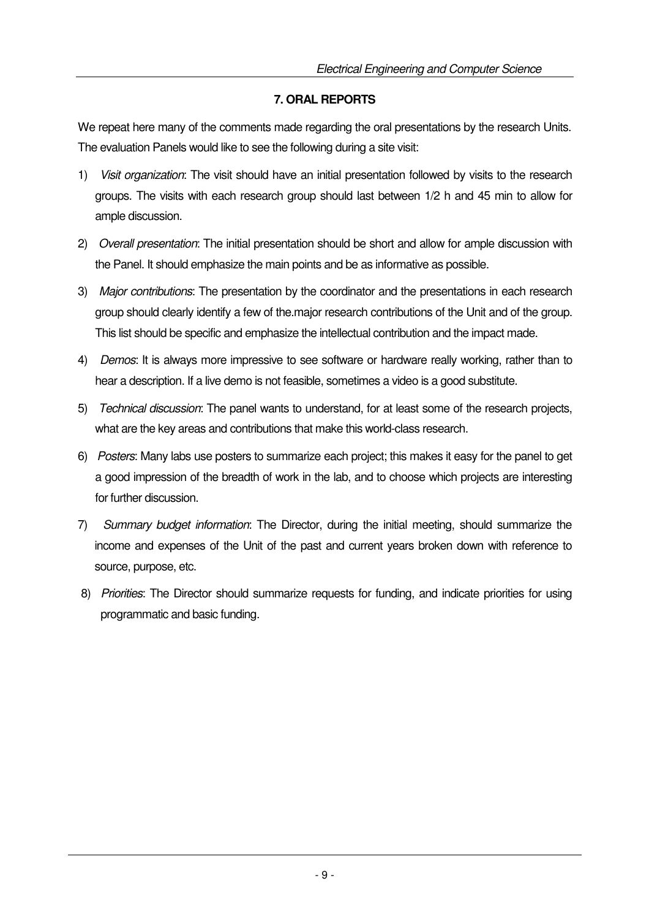## 7. ORAL REPORTS

We repeat here many of the comments made regarding the oral presentations by the research Units. The evaluation Panels would like to see the following during a site visit:

1) *Visit organization*: The visit should have an initial presentation followed by visits to the research groups. The visits with each research group should last between 1/2 h and 45 min to allow for ample discussion.

2) *Overall presentation*: The initial presentation should be short and allow for ample discussion with the Panel. It should emphasize the main points and be as informative as possible.

3) *Major contributions*: The presentation by the coordinator and the presentations in each research group should clearly identify a few of the.major research contributions of the Unit and of the group. This list should be specific and emphasize the intellectual contribution and the impact made.

4) *Demos*: It is always more impressive to see software or hardware really working, rather than to hear a description. If a live demo is not feasible, sometimes a video is a good substitute.

5) *Technical discussion*: The panel wants to understand, for at least some of the research projects, what are the key areas and contributions that make this world-class research.

6) *Posters*: Many labs use posters to summarize each project; this makes it easy for the panel to get a good impression of the breadth of work in the lab, and to choose which projects are interesting for further discussion.

7) *Summary budget information*: The Director, during the initial meeting, should summarize the income and expenses of the Unit of the past and current years broken down with reference to source, purpose, etc.

8) *Priorities*: The Director should summarize requests for funding, and indicate priorities for using programmatic and basic funding.